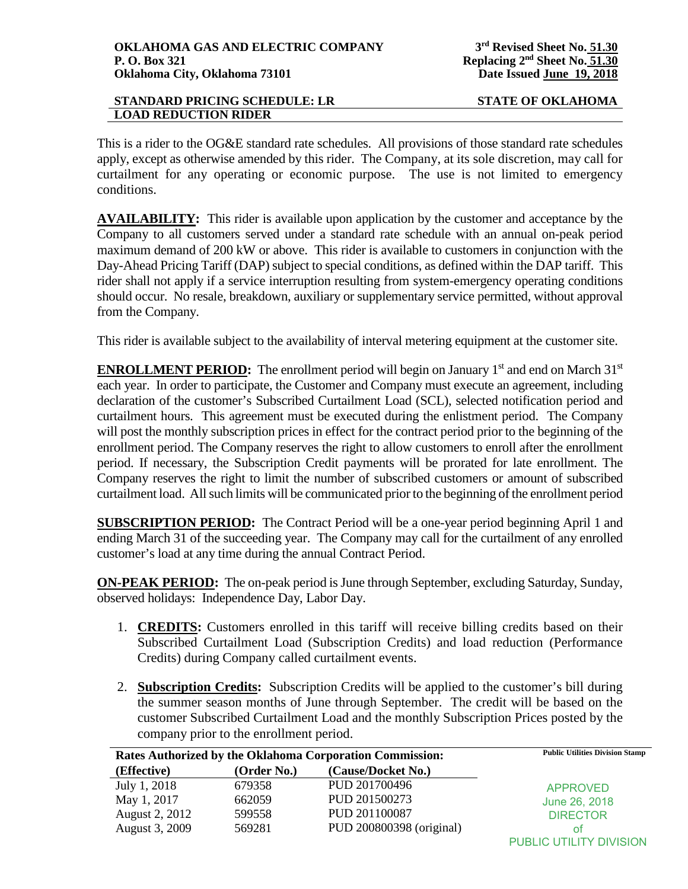**OKLAHOMA GAS AND ELECTRIC COMPANY**
**P. O. Box 321**
**Oklahoma City, Oklahoma 73101**

**3rd Revised Sheet No. 51.30**
**Replacing 2nd Sheet No. 51.30**
**Date Issued June 19, 2018**

**STANDARD PRICING SCHEDULE: LR** — **STATE OF OKLAHOMA**

**LOAD REDUCTION RIDER**

This is a rider to the OG&E standard rate schedules. All provisions of those standard rate schedules apply, except as otherwise amended by this rider. The Company, at its sole discretion, may call for curtailment for any operating or economic purpose. The use is not limited to emergency conditions.

**AVAILABILITY:** This rider is available upon application by the customer and acceptance by the Company to all customers served under a standard rate schedule with an annual on-peak period maximum demand of 200 kW or above. This rider is available to customers in conjunction with the Day-Ahead Pricing Tariff (DAP) subject to special conditions, as defined within the DAP tariff. This rider shall not apply if a service interruption resulting from system-emergency operating conditions should occur. No resale, breakdown, auxiliary or supplementary service permitted, without approval from the Company.

This rider is available subject to the availability of interval metering equipment at the customer site.

**ENROLLMENT PERIOD:** The enrollment period will begin on January 1st and end on March 31st each year. In order to participate, the Customer and Company must execute an agreement, including declaration of the customer's Subscribed Curtailment Load (SCL), selected notification period and curtailment hours. This agreement must be executed during the enlistment period. The Company will post the monthly subscription prices in effect for the contract period prior to the beginning of the enrollment period. The Company reserves the right to allow customers to enroll after the enrollment period. If necessary, the Subscription Credit payments will be prorated for late enrollment. The Company reserves the right to limit the number of subscribed customers or amount of subscribed curtailment load. All such limits will be communicated prior to the beginning of the enrollment period

**SUBSCRIPTION PERIOD:** The Contract Period will be a one-year period beginning April 1 and ending March 31 of the succeeding year. The Company may call for the curtailment of any enrolled customer's load at any time during the annual Contract Period.

**ON-PEAK PERIOD:** The on-peak period is June through September, excluding Saturday, Sunday, observed holidays: Independence Day, Labor Day.

1. **CREDITS:** Customers enrolled in this tariff will receive billing credits based on their Subscribed Curtailment Load (Subscription Credits) and load reduction (Performance Credits) during Company called curtailment events.

2. **Subscription Credits:** Subscription Credits will be applied to the customer's bill during the summer season months of June through September. The credit will be based on the customer Subscribed Curtailment Load and the monthly Subscription Prices posted by the company prior to the enrollment period.

**Rates Authorized by the Oklahoma Corporation Commission:**

| (Effective) | (Order No.) | (Cause/Docket No.) |
|---|---|---|
| July 1, 2018 | 679358 | PUD 201700496 |
| May 1, 2017 | 662059 | PUD 201500273 |
| August 2, 2012 | 599558 | PUD 201100087 |
| August 3, 2009 | 569281 | PUD 200800398 (original) |

Public Utilities Division Stamp

APPROVED
June 26, 2018
DIRECTOR
of
PUBLIC UTILITY DIVISION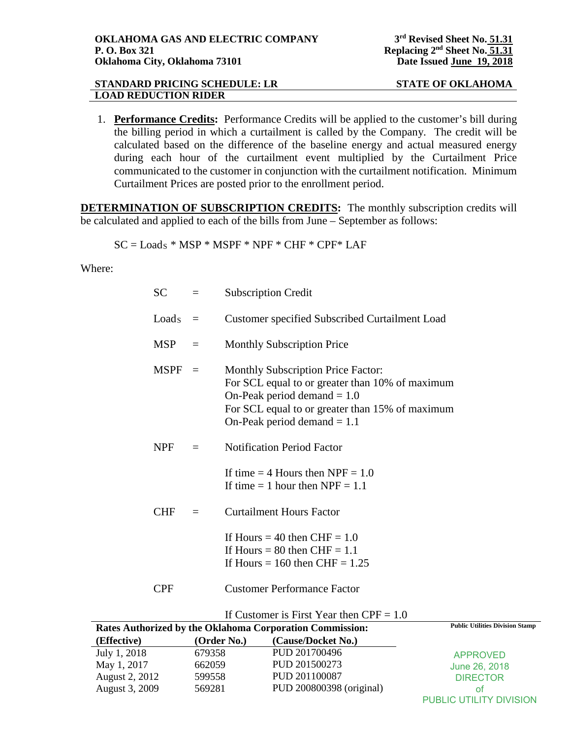**OKLAHOMA GAS AND ELECTRIC COMPANY**
**P. O. Box 321**
**Oklahoma City, Oklahoma 73101**

**3rd Revised Sheet No. 51.31**
**Replacing 2nd Sheet No. 51.31**
**Date Issued June 19, 2018**

**STANDARD PRICING SCHEDULE: LR** — **STATE OF OKLAHOMA**
**LOAD REDUCTION RIDER**

1. **Performance Credits:** Performance Credits will be applied to the customer's bill during the billing period in which a curtailment is called by the Company. The credit will be calculated based on the difference of the baseline energy and actual measured energy during each hour of the curtailment event multiplied by the Curtailment Price communicated to the customer in conjunction with the curtailment notification. Minimum Curtailment Prices are posted prior to the enrollment period.

**DETERMINATION OF SUBSCRIPTION CREDITS:** The monthly subscription credits will be calculated and applied to each of the bills from June – September as follows:

$$SC = Load_S * MSP * MSPF * NPF * CHF * CPF * LAF$$

Where:

SC = Subscription Credit

$Load_S$ = Customer specified Subscribed Curtailment Load

MSP = Monthly Subscription Price

MSPF = Monthly Subscription Price Factor:
For SCL equal to or greater than 10% of maximum On-Peak period demand = 1.0
For SCL equal to or greater than 15% of maximum On-Peak period demand = 1.1

NPF = Notification Period Factor

If time = 4 Hours then NPF = 1.0
If time = 1 hour then NPF = 1.1

CHF = Curtailment Hours Factor

If Hours = 40 then CHF = 1.0
If Hours = 80 then CHF = 1.1
If Hours = 160 then CHF = 1.25

CPF Customer Performance Factor

If Customer is First Year then CPF = 1.0

**Rates Authorized by the Oklahoma Corporation Commission:**

| (Effective) | (Order No.) | (Cause/Docket No.) |
|---|---|---|
| July 1, 2018 | 679358 | PUD 201700496 |
| May 1, 2017 | 662059 | PUD 201500273 |
| August 2, 2012 | 599558 | PUD 201100087 |
| August 3, 2009 | 569281 | PUD 200800398 (original) |

Public Utilities Division Stamp

APPROVED
June 26, 2018
DIRECTOR
of
PUBLIC UTILITY DIVISION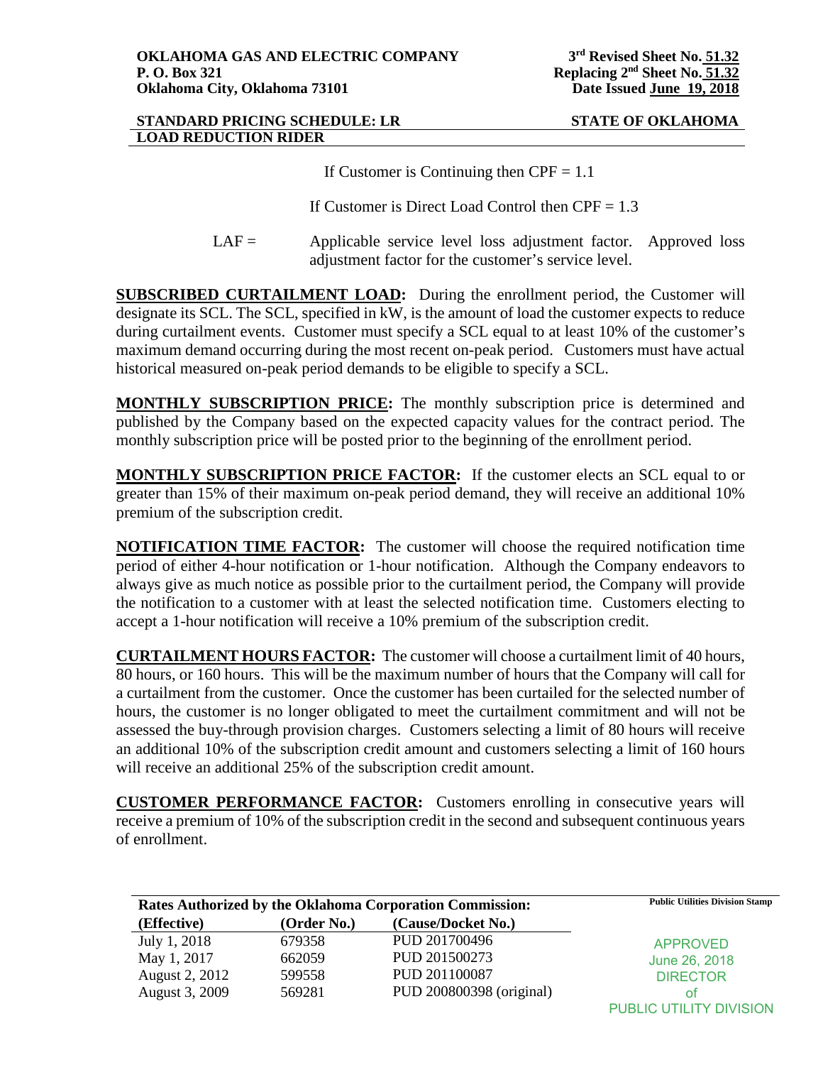If Customer is Continuing then CPF = 1.1

If Customer is Direct Load Control then CPF = 1.3

LAF = Applicable service level loss adjustment factor. Approved loss adjustment factor for the customer's service level.

**SUBSCRIBED CURTAILMENT LOAD:** During the enrollment period, the Customer will designate its SCL. The SCL, specified in kW, is the amount of load the customer expects to reduce during curtailment events. Customer must specify a SCL equal to at least 10% of the customer's maximum demand occurring during the most recent on-peak period. Customers must have actual historical measured on-peak period demands to be eligible to specify a SCL.

**MONTHLY SUBSCRIPTION PRICE:** The monthly subscription price is determined and published by the Company based on the expected capacity values for the contract period. The monthly subscription price will be posted prior to the beginning of the enrollment period.

**MONTHLY SUBSCRIPTION PRICE FACTOR:** If the customer elects an SCL equal to or greater than 15% of their maximum on-peak period demand, they will receive an additional 10% premium of the subscription credit.

**NOTIFICATION TIME FACTOR:** The customer will choose the required notification time period of either 4-hour notification or 1-hour notification. Although the Company endeavors to always give as much notice as possible prior to the curtailment period, the Company will provide the notification to a customer with at least the selected notification time. Customers electing to accept a 1-hour notification will receive a 10% premium of the subscription credit.

**CURTAILMENT HOURS FACTOR:** The customer will choose a curtailment limit of 40 hours, 80 hours, or 160 hours. This will be the maximum number of hours that the Company will call for a curtailment from the customer. Once the customer has been curtailed for the selected number of hours, the customer is no longer obligated to meet the curtailment commitment and will not be assessed the buy-through provision charges. Customers selecting a limit of 80 hours will receive an additional 10% of the subscription credit amount and customers selecting a limit of 160 hours will receive an additional 25% of the subscription credit amount.

**CUSTOMER PERFORMANCE FACTOR:** Customers enrolling in consecutive years will receive a premium of 10% of the subscription credit in the second and subsequent continuous years of enrollment.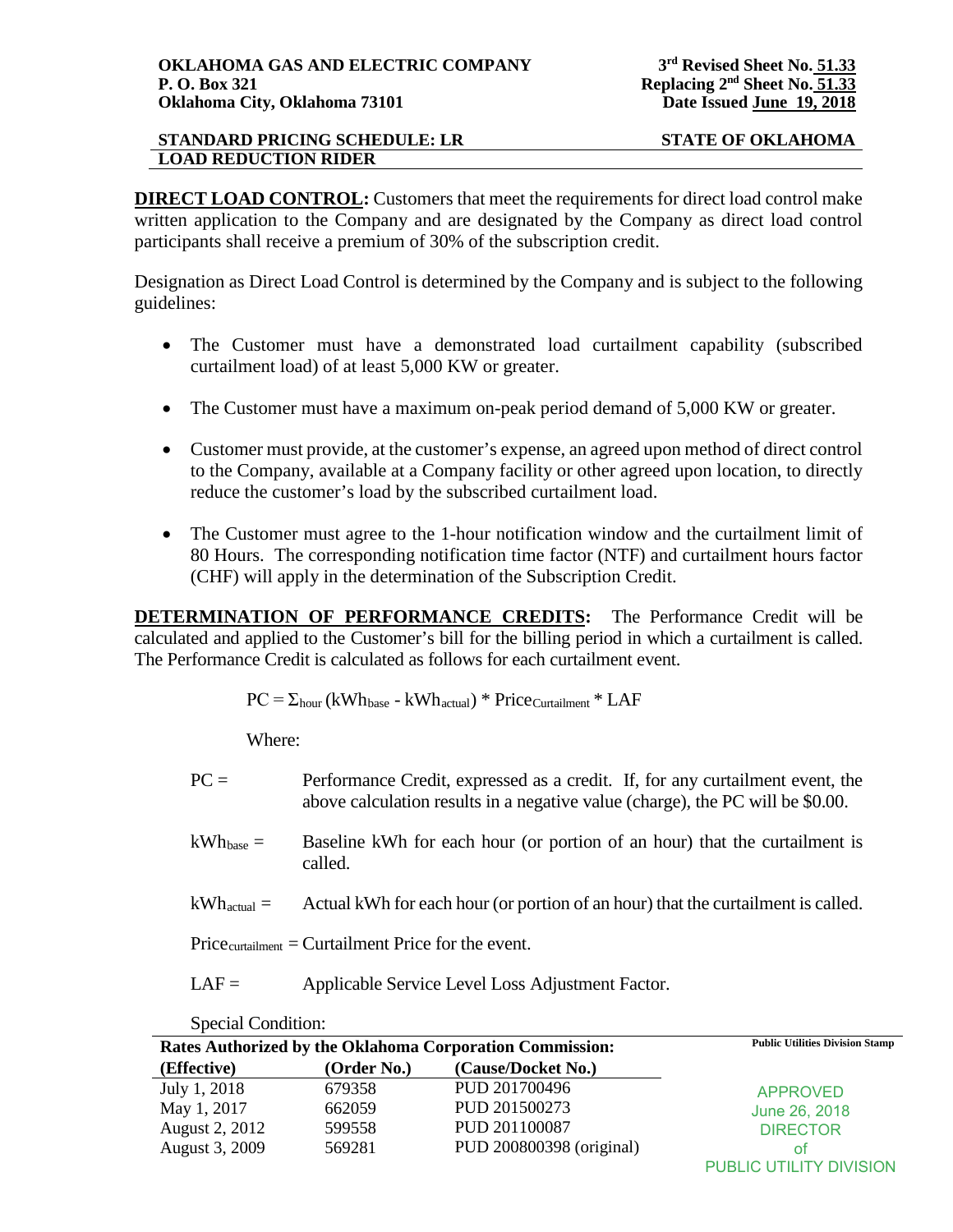**DIRECT LOAD CONTROL:** Customers that meet the requirements for direct load control make written application to the Company and are designated by the Company as direct load control participants shall receive a premium of 30% of the subscription credit.

Designation as Direct Load Control is determined by the Company and is subject to the following guidelines:

- The Customer must have a demonstrated load curtailment capability (subscribed curtailment load) of at least 5,000 KW or greater.
- The Customer must have a maximum on-peak period demand of 5,000 KW or greater.
- Customer must provide, at the customer's expense, an agreed upon method of direct control to the Company, available at a Company facility or other agreed upon location, to directly reduce the customer's load by the subscribed curtailment load.
- The Customer must agree to the 1-hour notification window and the curtailment limit of 80 Hours. The corresponding notification time factor (NTF) and curtailment hours factor (CHF) will apply in the determination of the Subscription Credit.

**DETERMINATION OF PERFORMANCE CREDITS:** The Performance Credit will be calculated and applied to the Customer's bill for the billing period in which a curtailment is called. The Performance Credit is calculated as follows for each curtailment event.

$$PC = \Sigma_{hour} (kWh_{base} - kWh_{actual}) * Price_{Curtailment} * LAF$$

Where:

$PC$ = Performance Credit, expressed as a credit. If, for any curtailment event, the above calculation results in a negative value (charge), the PC will be $0.00.

$kWh_{base}$ = Baseline kWh for each hour (or portion of an hour) that the curtailment is called.

$kWh_{actual}$ = Actual kWh for each hour (or portion of an hour) that the curtailment is called.

$Price_{curtailment}$ = Curtailment Price for the event.

$LAF$ = Applicable Service Level Loss Adjustment Factor.

Special Condition:

**Rates Authorized by the Oklahoma Corporation Commission:**

| (Effective) | (Order No.) | (Cause/Docket No.) |
|---|---|---|
| July 1, 2018 | 679358 | PUD 201700496 |
| May 1, 2017 | 662059 | PUD 201500273 |
| August 2, 2012 | 599558 | PUD 201100087 |
| August 3, 2009 | 569281 | PUD 200800398 (original) |

Public Utilities Division Stamp

APPROVED
June 26, 2018
DIRECTOR
of
PUBLIC UTILITY DIVISION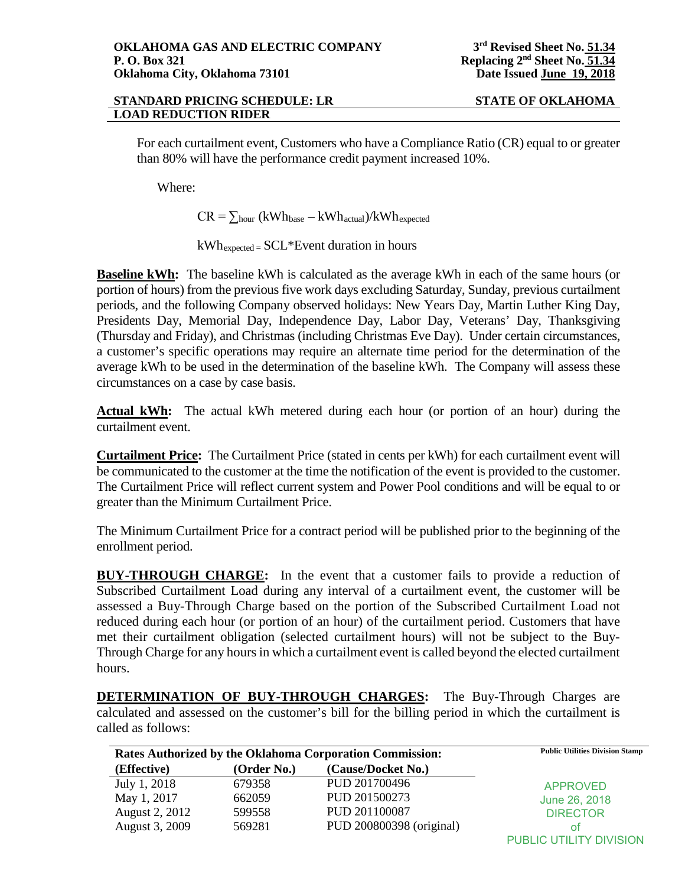For each curtailment event, Customers who have a Compliance Ratio (CR) equal to or greater than 80% will have the performance credit payment increased 10%.

Where:

$$CR = \sum_{hour} (kWh_{base} - kWh_{actual})/kWh_{expected}$$

$$kWh_{expected} = SCL * \text{Event duration in hours}$$

**Baseline kWh:** The baseline kWh is calculated as the average kWh in each of the same hours (or portion of hours) from the previous five work days excluding Saturday, Sunday, previous curtailment periods, and the following Company observed holidays: New Years Day, Martin Luther King Day, Presidents Day, Memorial Day, Independence Day, Labor Day, Veterans' Day, Thanksgiving (Thursday and Friday), and Christmas (including Christmas Eve Day). Under certain circumstances, a customer's specific operations may require an alternate time period for the determination of the average kWh to be used in the determination of the baseline kWh. The Company will assess these circumstances on a case by case basis.

**Actual kWh:** The actual kWh metered during each hour (or portion of an hour) during the curtailment event.

**Curtailment Price:** The Curtailment Price (stated in cents per kWh) for each curtailment event will be communicated to the customer at the time the notification of the event is provided to the customer. The Curtailment Price will reflect current system and Power Pool conditions and will be equal to or greater than the Minimum Curtailment Price.

The Minimum Curtailment Price for a contract period will be published prior to the beginning of the enrollment period.

**BUY-THROUGH CHARGE:** In the event that a customer fails to provide a reduction of Subscribed Curtailment Load during any interval of a curtailment event, the customer will be assessed a Buy-Through Charge based on the portion of the Subscribed Curtailment Load not reduced during each hour (or portion of an hour) of the curtailment period. Customers that have met their curtailment obligation (selected curtailment hours) will not be subject to the Buy-Through Charge for any hours in which a curtailment event is called beyond the elected curtailment hours.

**DETERMINATION OF BUY-THROUGH CHARGES:** The Buy-Through Charges are calculated and assessed on the customer's bill for the billing period in which the curtailment is called as follows: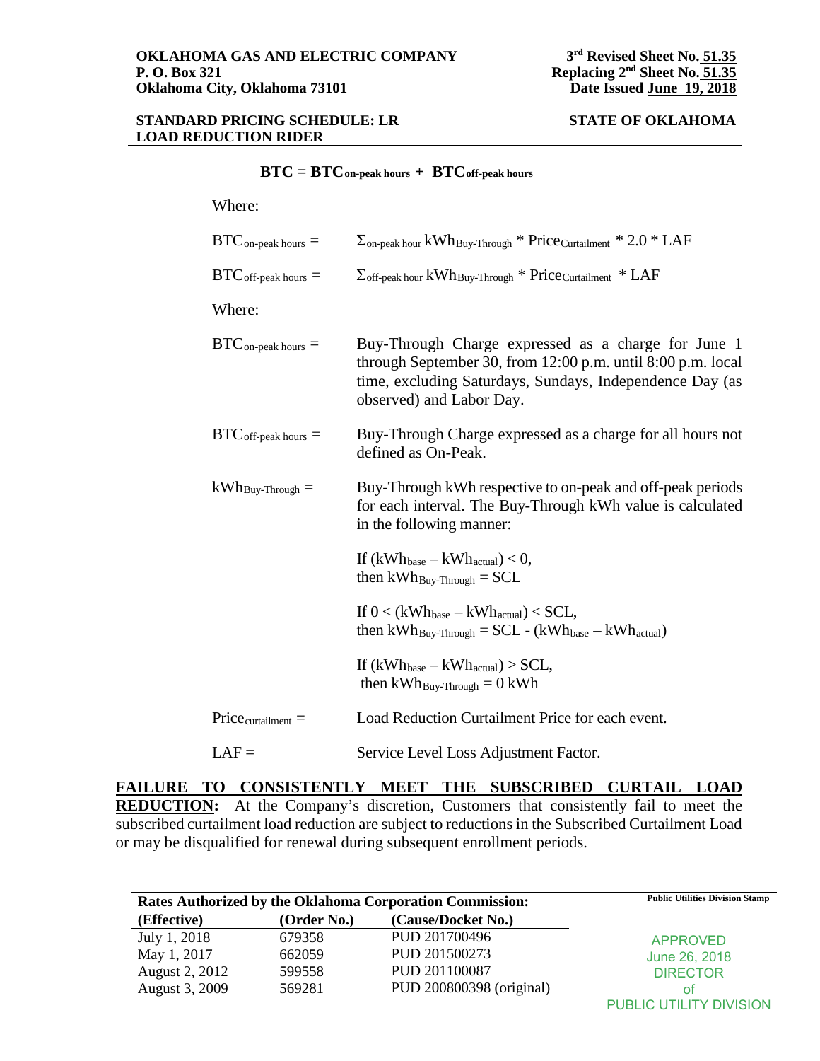**OKLAHOMA GAS AND ELECTRIC COMPANY**
**P. O. Box 321**
**Oklahoma City, Oklahoma 73101**

**3rd Revised Sheet No. 51.35**
**Replacing 2nd Sheet No. 51.35**
**Date Issued June 19, 2018**

**STANDARD PRICING SCHEDULE: LR** — **STATE OF OKLAHOMA**
**LOAD REDUCTION RIDER**

$$BTC = BTC_{\text{on-peak hours}} + BTC_{\text{off-peak hours}}$$

Where:

$BTC_{\text{on-peak hours}} = \Sigma_{\text{on-peak hour}}\, kWh_{\text{Buy-Through}} * Price_{\text{Curtailment}} * 2.0 * LAF$

$BTC_{\text{off-peak hours}} = \Sigma_{\text{off-peak hour}}\, kWh_{\text{Buy-Through}} * Price_{\text{Curtailment}} * LAF$

Where:

$BTC_{\text{on-peak hours}}$ = Buy-Through Charge expressed as a charge for June 1 through September 30, from 12:00 p.m. until 8:00 p.m. local time, excluding Saturdays, Sundays, Independence Day (as observed) and Labor Day.

$BTC_{\text{off-peak hours}}$ = Buy-Through Charge expressed as a charge for all hours not defined as On-Peak.

$kWh_{\text{Buy-Through}}$ = Buy-Through kWh respective to on-peak and off-peak periods for each interval. The Buy-Through kWh value is calculated in the following manner:

If $(kWh_{\text{base}} – kWh_{\text{actual}}) < 0$,
then $kWh_{\text{Buy-Through}} = SCL$

If $0 < (kWh_{\text{base}} – kWh_{\text{actual}}) < SCL$,
then $kWh_{\text{Buy-Through}} = SCL - (kWh_{\text{base}} – kWh_{\text{actual}})$

If $(kWh_{\text{base}} – kWh_{\text{actual}}) > SCL$,
then $kWh_{\text{Buy-Through}} = 0$ kWh

$Price_{\text{curtailment}}$ = Load Reduction Curtailment Price for each event.

$LAF$ = Service Level Loss Adjustment Factor.

**FAILURE TO CONSISTENTLY MEET THE SUBSCRIBED CURTAIL LOAD REDUCTION:** At the Company's discretion, Customers that consistently fail to meet the subscribed curtailment load reduction are subject to reductions in the Subscribed Curtailment Load or may be disqualified for renewal during subsequent enrollment periods.

**Rates Authorized by the Oklahoma Corporation Commission:**

| (Effective) | (Order No.) | (Cause/Docket No.) |
|---|---|---|
| July 1, 2018 | 679358 | PUD 201700496 |
| May 1, 2017 | 662059 | PUD 201500273 |
| August 2, 2012 | 599558 | PUD 201100087 |
| August 3, 2009 | 569281 | PUD 200800398 (original) |

Public Utilities Division Stamp
APPROVED
June 26, 2018
DIRECTOR
of
PUBLIC UTILITY DIVISION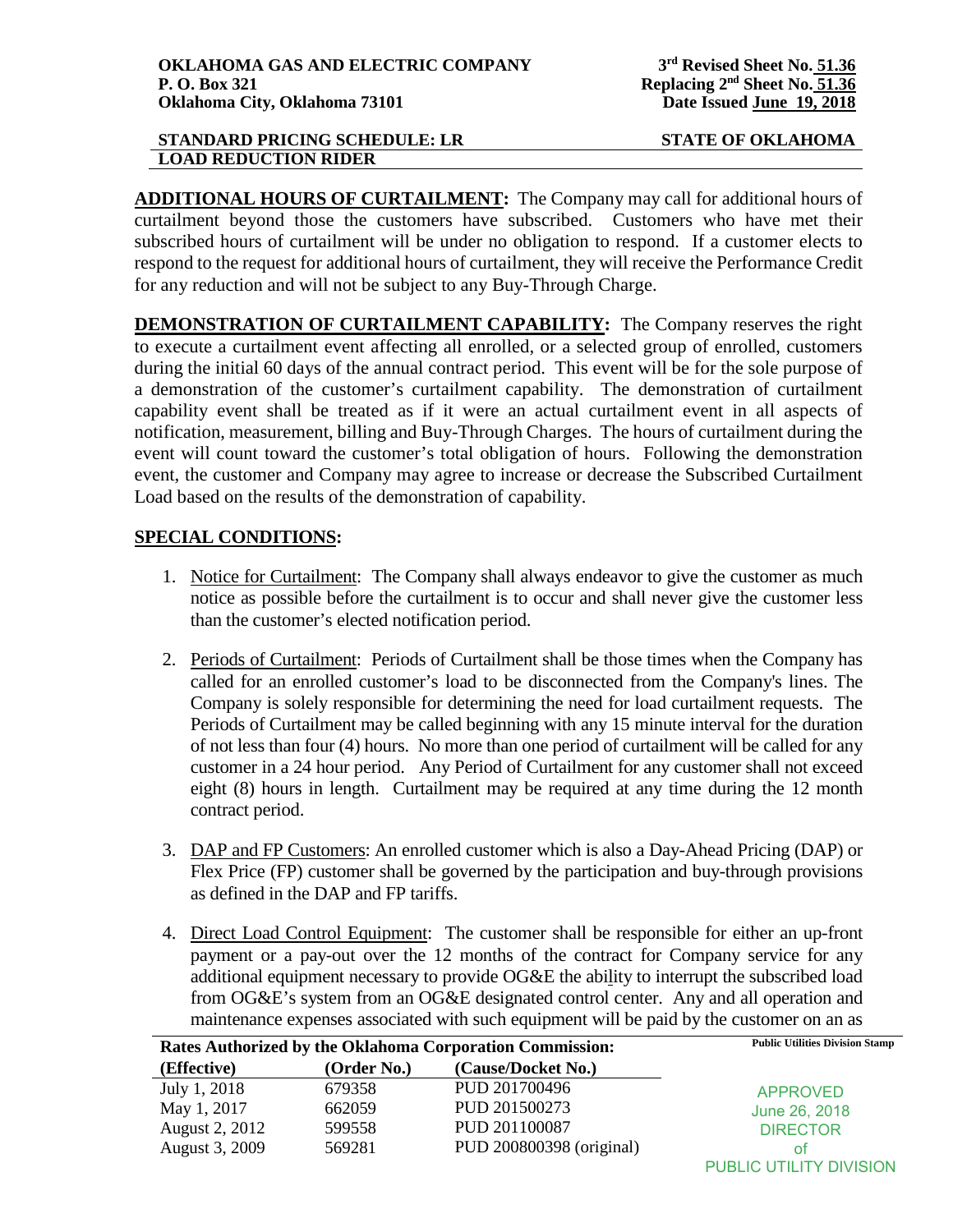**ADDITIONAL HOURS OF CURTAILMENT:** The Company may call for additional hours of curtailment beyond those the customers have subscribed. Customers who have met their subscribed hours of curtailment will be under no obligation to respond. If a customer elects to respond to the request for additional hours of curtailment, they will receive the Performance Credit for any reduction and will not be subject to any Buy-Through Charge.

**DEMONSTRATION OF CURTAILMENT CAPABILITY:** The Company reserves the right to execute a curtailment event affecting all enrolled, or a selected group of enrolled, customers during the initial 60 days of the annual contract period. This event will be for the sole purpose of a demonstration of the customer's curtailment capability. The demonstration of curtailment capability event shall be treated as if it were an actual curtailment event in all aspects of notification, measurement, billing and Buy-Through Charges. The hours of curtailment during the event will count toward the customer's total obligation of hours. Following the demonstration event, the customer and Company may agree to increase or decrease the Subscribed Curtailment Load based on the results of the demonstration of capability.

**SPECIAL CONDITIONS:**

1. Notice for Curtailment: The Company shall always endeavor to give the customer as much notice as possible before the curtailment is to occur and shall never give the customer less than the customer's elected notification period.

2. Periods of Curtailment: Periods of Curtailment shall be those times when the Company has called for an enrolled customer's load to be disconnected from the Company's lines. The Company is solely responsible for determining the need for load curtailment requests. The Periods of Curtailment may be called beginning with any 15 minute interval for the duration of not less than four (4) hours. No more than one period of curtailment will be called for any customer in a 24 hour period. Any Period of Curtailment for any customer shall not exceed eight (8) hours in length. Curtailment may be required at any time during the 12 month contract period.

3. DAP and FP Customers: An enrolled customer which is also a Day-Ahead Pricing (DAP) or Flex Price (FP) customer shall be governed by the participation and buy-through provisions as defined in the DAP and FP tariffs.

4. Direct Load Control Equipment: The customer shall be responsible for either an up-front payment or a pay-out over the 12 months of the contract for Company service for any additional equipment necessary to provide OG&E the ability to interrupt the subscribed load from OG&E's system from an OG&E designated control center. Any and all operation and maintenance expenses associated with such equipment will be paid by the customer on an as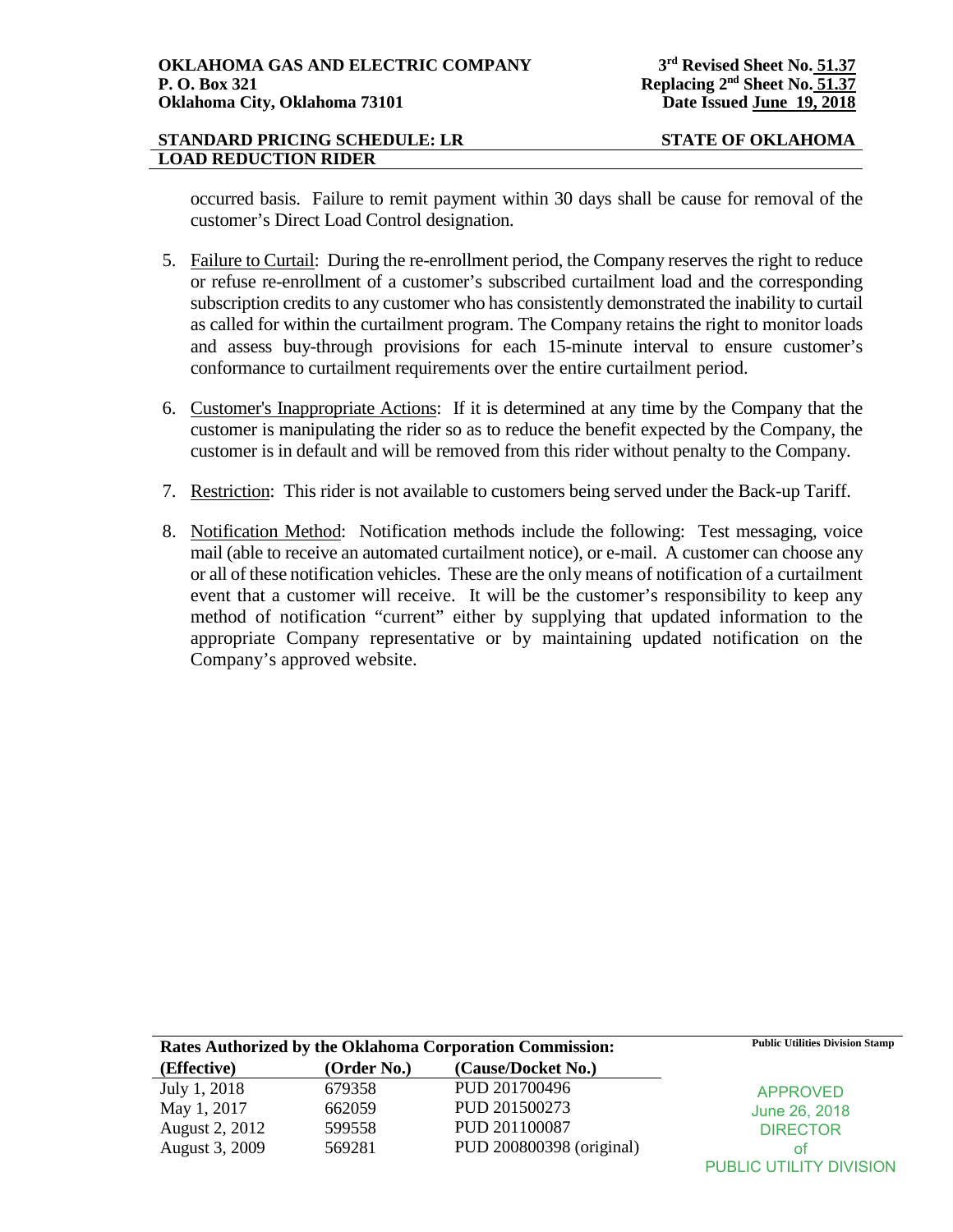occurred basis. Failure to remit payment within 30 days shall be cause for removal of the customer's Direct Load Control designation.

5. Failure to Curtail: During the re-enrollment period, the Company reserves the right to reduce or refuse re-enrollment of a customer's subscribed curtailment load and the corresponding subscription credits to any customer who has consistently demonstrated the inability to curtail as called for within the curtailment program. The Company retains the right to monitor loads and assess buy-through provisions for each 15-minute interval to ensure customer's conformance to curtailment requirements over the entire curtailment period.

6. Customer's Inappropriate Actions: If it is determined at any time by the Company that the customer is manipulating the rider so as to reduce the benefit expected by the Company, the customer is in default and will be removed from this rider without penalty to the Company.

7. Restriction: This rider is not available to customers being served under the Back-up Tariff.

8. Notification Method: Notification methods include the following: Test messaging, voice mail (able to receive an automated curtailment notice), or e-mail. A customer can choose any or all of these notification vehicles. These are the only means of notification of a curtailment event that a customer will receive. It will be the customer's responsibility to keep any method of notification "current" either by supplying that updated information to the appropriate Company representative or by maintaining updated notification on the Company's approved website.

**Rates Authorized by the Oklahoma Corporation Commission:**

| (Effective) | (Order No.) | (Cause/Docket No.) |
|---|---|---|
| July 1, 2018 | 679358 | PUD 201700496 |
| May 1, 2017 | 662059 | PUD 201500273 |
| August 2, 2012 | 599558 | PUD 201100087 |
| August 3, 2009 | 569281 | PUD 200800398 (original) |

Public Utilities Division Stamp

APPROVED
June 26, 2018
DIRECTOR
of
PUBLIC UTILITY DIVISION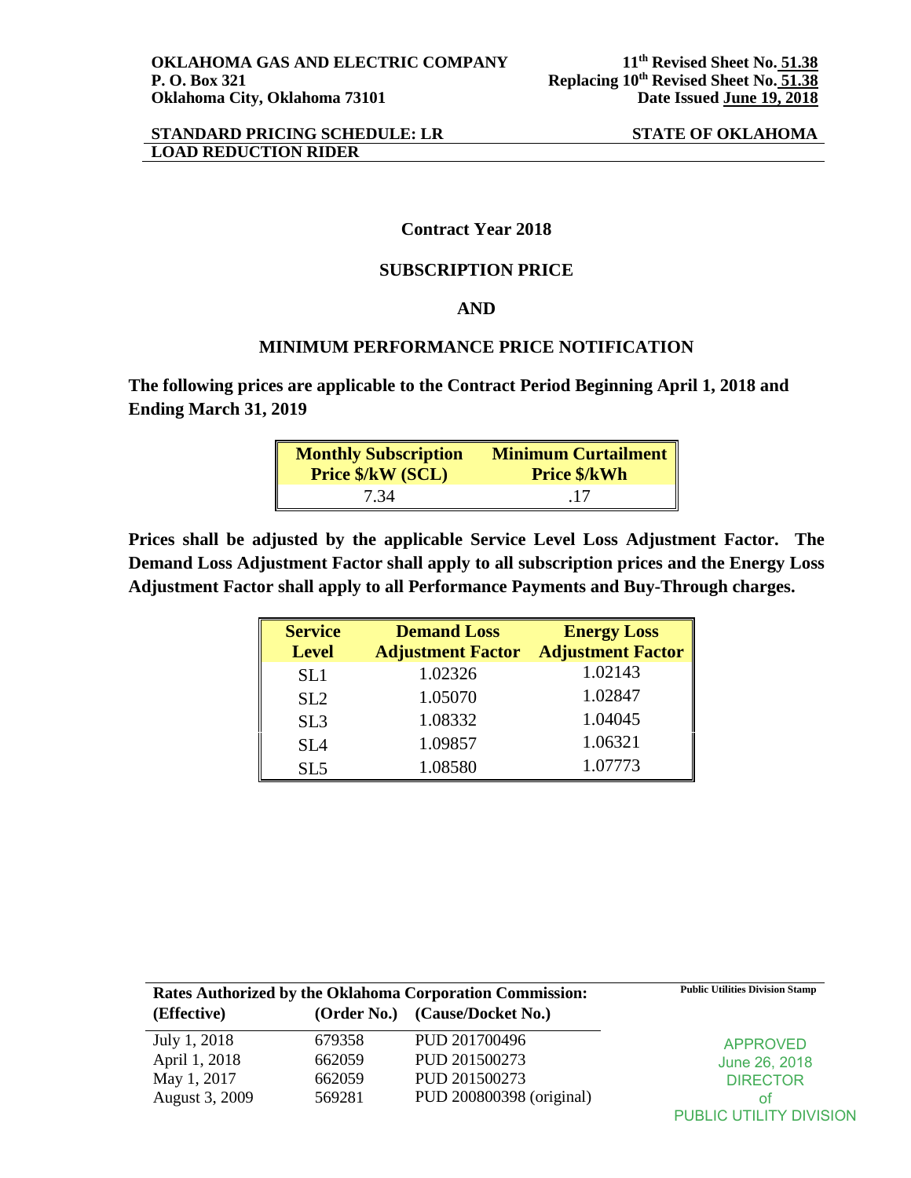**OKLAHOMA GAS AND ELECTRIC COMPANY**
**P. O. Box 321**
**Oklahoma City, Oklahoma 73101**

**11th Revised Sheet No. 51.38**
**Replacing 10th Revised Sheet No. 51.38**
**Date Issued June 19, 2018**

**STANDARD PRICING SCHEDULE: LR**
**LOAD REDUCTION RIDER**

**STATE OF OKLAHOMA**

## Contract Year 2018

## SUBSCRIPTION PRICE

## AND

## MINIMUM PERFORMANCE PRICE NOTIFICATION

**The following prices are applicable to the Contract Period Beginning April 1, 2018 and Ending March 31, 2019**

| Monthly Subscription Price $/kW (SCL) | Minimum Curtailment Price $/kWh |
|---|---|
| 7.34 | .17 |

**Prices shall be adjusted by the applicable Service Level Loss Adjustment Factor. The Demand Loss Adjustment Factor shall apply to all subscription prices and the Energy Loss Adjustment Factor shall apply to all Performance Payments and Buy-Through charges.**

| Service Level | Demand Loss Adjustment Factor | Energy Loss Adjustment Factor |
|---|---|---|
| SL1 | 1.02326 | 1.02143 |
| SL2 | 1.05070 | 1.02847 |
| SL3 | 1.08332 | 1.04045 |
| SL4 | 1.09857 | 1.06321 |
| SL5 | 1.08580 | 1.07773 |

**Rates Authorized by the Oklahoma Corporation Commission:**

| (Effective) | (Order No.) | (Cause/Docket No.) |
|---|---|---|
| July 1, 2018 | 679358 | PUD 201700496 |
| April 1, 2018 | 662059 | PUD 201500273 |
| May 1, 2017 | 662059 | PUD 201500273 |
| August 3, 2009 | 569281 | PUD 200800398 (original) |

Public Utilities Division Stamp

APPROVED
June 26, 2018
DIRECTOR
of
PUBLIC UTILITY DIVISION